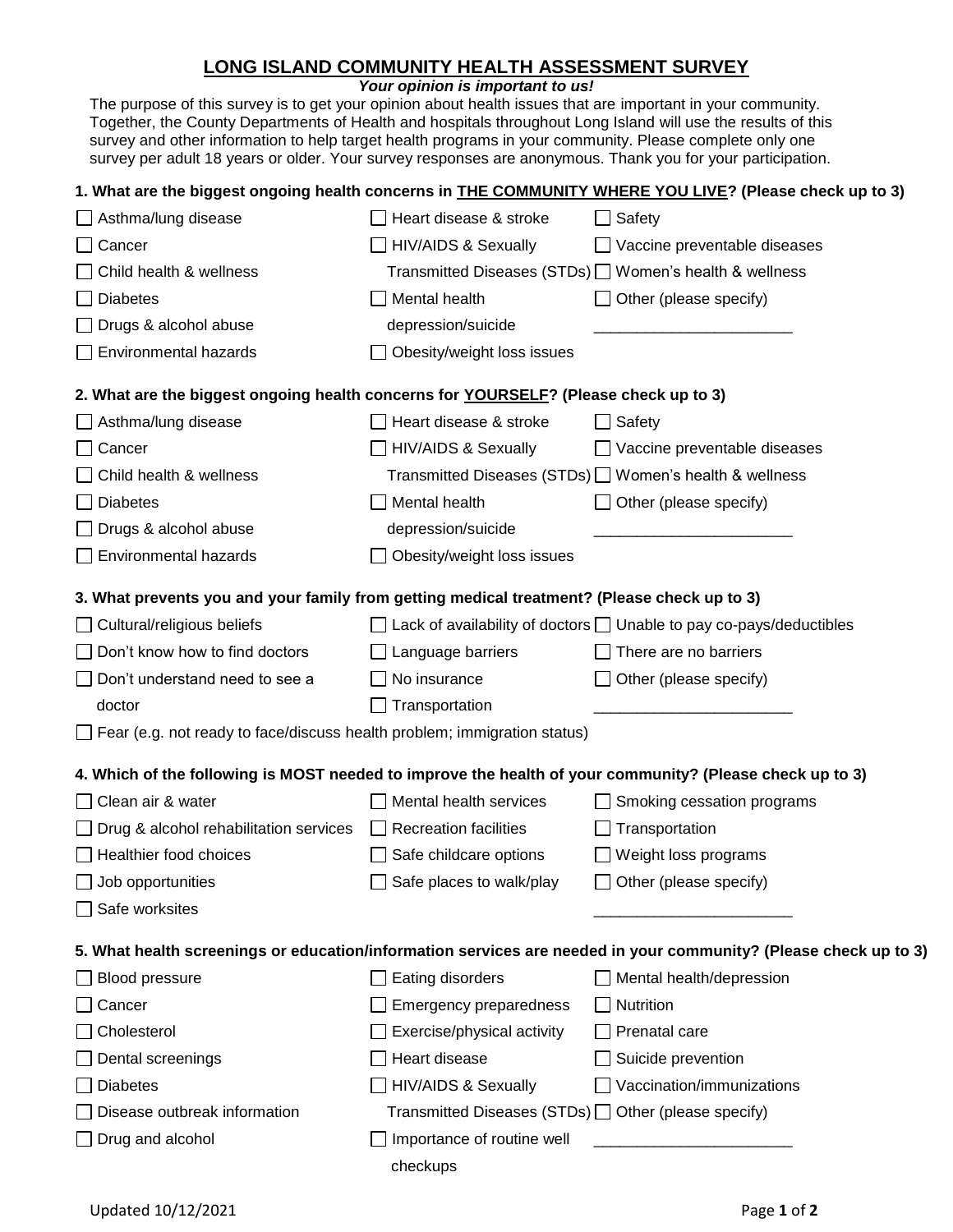# LONG ISLAND COMMUNITY HEALTH ASSESSMENT SURVEY

***Your opinion is important to us!***

The purpose of this survey is to get your opinion about health issues that are important in your community. Together, the County Departments of Health and hospitals throughout Long Island will use the results of this survey and other information to help target health programs in your community. Please complete only one survey per adult 18 years or older. Your survey responses are anonymous. Thank you for your participation.

**1. What are the biggest ongoing health concerns in THE COMMUNITY WHERE YOU LIVE? (Please check up to 3)**

- ☐ Asthma/lung disease
- ☐ Cancer
- ☐ Child health & wellness
- ☐ Diabetes
- ☐ Drugs & alcohol abuse
- ☐ Environmental hazards
- ☐ Heart disease & stroke
- ☐ HIV/AIDS & Sexually Transmitted Diseases (STDs)
- ☐ Mental health depression/suicide
- ☐ Obesity/weight loss issues
- ☐ Safety
- ☐ Vaccine preventable diseases
- ☐ Women's health & wellness
- ☐ Other (please specify) _______________________

**2. What are the biggest ongoing health concerns for YOURSELF? (Please check up to 3)**

- ☐ Asthma/lung disease
- ☐ Cancer
- ☐ Child health & wellness
- ☐ Diabetes
- ☐ Drugs & alcohol abuse
- ☐ Environmental hazards
- ☐ Heart disease & stroke
- ☐ HIV/AIDS & Sexually Transmitted Diseases (STDs)
- ☐ Mental health depression/suicide
- ☐ Obesity/weight loss issues
- ☐ Safety
- ☐ Vaccine preventable diseases
- ☐ Women's health & wellness
- ☐ Other (please specify) _______________________

**3. What prevents you and your family from getting medical treatment? (Please check up to 3)**

- ☐ Cultural/religious beliefs
- ☐ Don't know how to find doctors
- ☐ Don't understand need to see a doctor
- ☐ Lack of availability of doctors
- ☐ Language barriers
- ☐ No insurance
- ☐ Transportation
- ☐ Unable to pay co-pays/deductibles
- ☐ There are no barriers
- ☐ Other (please specify) _______________________
- ☐ Fear (e.g. not ready to face/discuss health problem; immigration status)

**4. Which of the following is MOST needed to improve the health of your community? (Please check up to 3)**

- ☐ Clean air & water
- ☐ Drug & alcohol rehabilitation services
- ☐ Healthier food choices
- ☐ Job opportunities
- ☐ Safe worksites
- ☐ Mental health services
- ☐ Recreation facilities
- ☐ Safe childcare options
- ☐ Safe places to walk/play
- ☐ Smoking cessation programs
- ☐ Transportation
- ☐ Weight loss programs
- ☐ Other (please specify) _______________________

**5. What health screenings or education/information services are needed in your community? (Please check up to 3)**

- ☐ Blood pressure
- ☐ Cancer
- ☐ Cholesterol
- ☐ Dental screenings
- ☐ Diabetes
- ☐ Disease outbreak information
- ☐ Drug and alcohol
- ☐ Eating disorders
- ☐ Emergency preparedness
- ☐ Exercise/physical activity
- ☐ Heart disease
- ☐ HIV/AIDS & Sexually Transmitted Diseases (STDs)
- ☐ Importance of routine well checkups
- ☐ Mental health/depression
- ☐ Nutrition
- ☐ Prenatal care
- ☐ Suicide prevention
- ☐ Vaccination/immunizations
- ☐ Other (please specify) _______________________

Updated 10/12/2021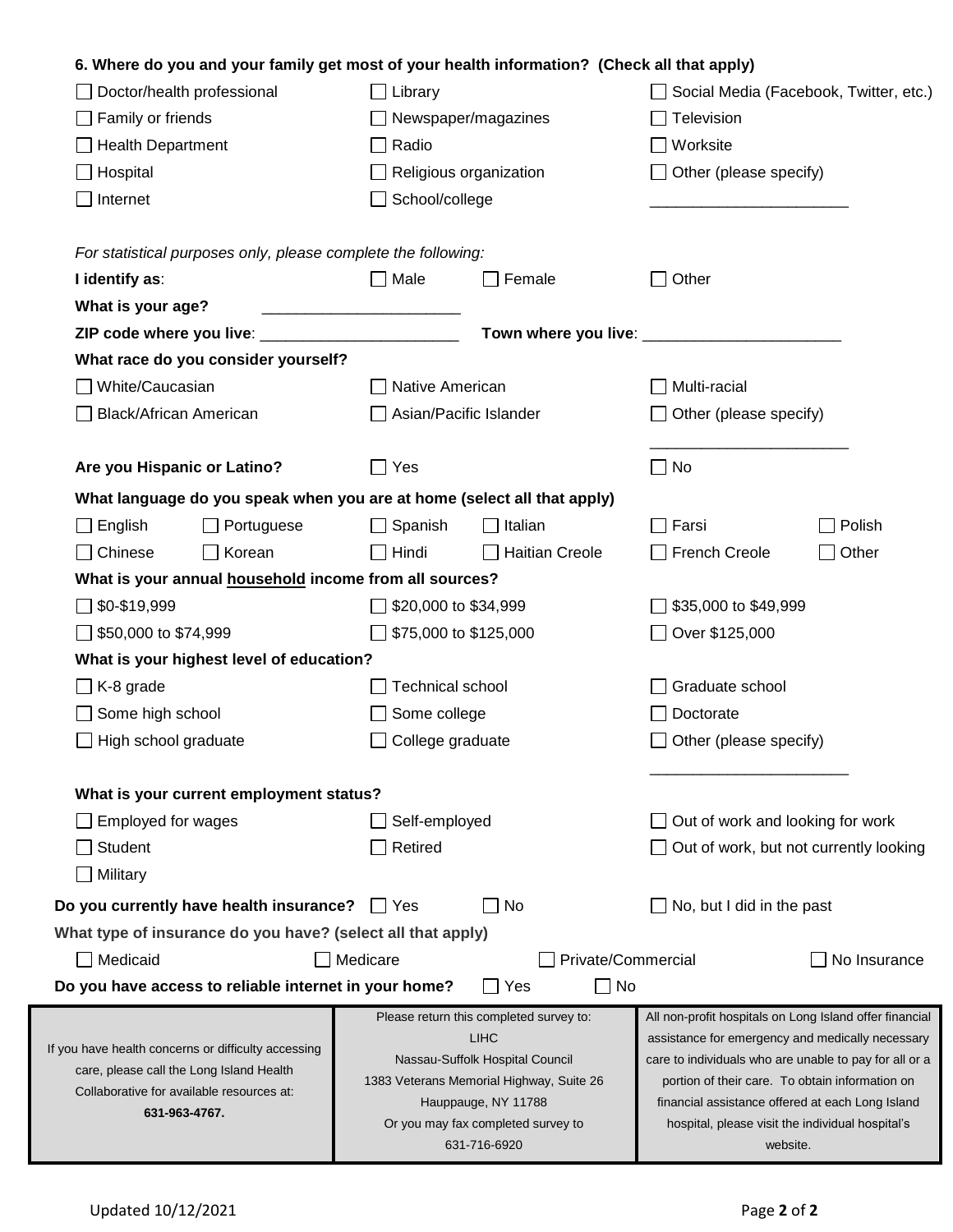**6. Where do you and your family get most of your health information? (Check all that apply)**

- ☐ Doctor/health professional
- ☐ Family or friends
- ☐ Health Department
- ☐ Hospital
- ☐ Internet
- ☐ Library
- ☐ Newspaper/magazines
- ☐ Radio
- ☐ Religious organization
- ☐ School/college
- ☐ Social Media (Facebook, Twitter, etc.)
- ☐ Television
- ☐ Worksite
- ☐ Other (please specify) ______________________

*For statistical purposes only, please complete the following:*

**I identify as**: ☐ Male ☐ Female ☐ Other

**What is your age?** ______________________

**ZIP code where you live**: ______________________ **Town where you live**: ______________________

**What race do you consider yourself?**

- ☐ White/Caucasian
- ☐ Black/African American
- ☐ Native American
- ☐ Asian/Pacific Islander
- ☐ Multi-racial
- ☐ Other (please specify) ______________________

**Are you Hispanic or Latino?** ☐ Yes ☐ No

**What language do you speak when you are at home (select all that apply)**

- ☐ English
- ☐ Portuguese
- ☐ Spanish
- ☐ Italian
- ☐ Farsi
- ☐ Polish
- ☐ Chinese
- ☐ Korean
- ☐ Hindi
- ☐ Haitian Creole
- ☐ French Creole
- ☐ Other

**What is your annual <u>household</u> income from all sources?**

- ☐ $0-$19,999
- ☐ $20,000 to $34,999
- ☐ $35,000 to $49,999
- ☐ $50,000 to $74,999
- ☐ $75,000 to $125,000
- ☐ Over $125,000

**What is your highest level of education?**

- ☐ K-8 grade
- ☐ Some high school
- ☐ High school graduate
- ☐ Technical school
- ☐ Some college
- ☐ College graduate
- ☐ Graduate school
- ☐ Doctorate
- ☐ Other (please specify) ______________________

**What is your current employment status?**

- ☐ Employed for wages
- ☐ Student
- ☐ Military
- ☐ Self-employed
- ☐ Retired
- ☐ Out of work and looking for work
- ☐ Out of work, but not currently looking

**Do you currently have health insurance?** ☐ Yes ☐ No ☐ No, but I did in the past

**What type of insurance do you have? (select all that apply)**

☐ Medicaid ☐ Medicare ☐ Private/Commercial ☐ No Insurance

**Do you have access to reliable internet in your home?** ☐ Yes ☐ No

| | | |
|---|---|---|
| If you have health concerns or difficulty accessing care, please call the Long Island Health Collaborative for available resources at: **631-963-4767.** | Please return this completed survey to: LIHC Nassau-Suffolk Hospital Council 1383 Veterans Memorial Highway, Suite 26 Hauppauge, NY 11788 Or you may fax completed survey to 631-716-6920 | All non-profit hospitals on Long Island offer financial assistance for emergency and medically necessary care to individuals who are unable to pay for all or a portion of their care. To obtain information on financial assistance offered at each Long Island hospital, please visit the individual hospital's website. |

Updated 10/12/2021